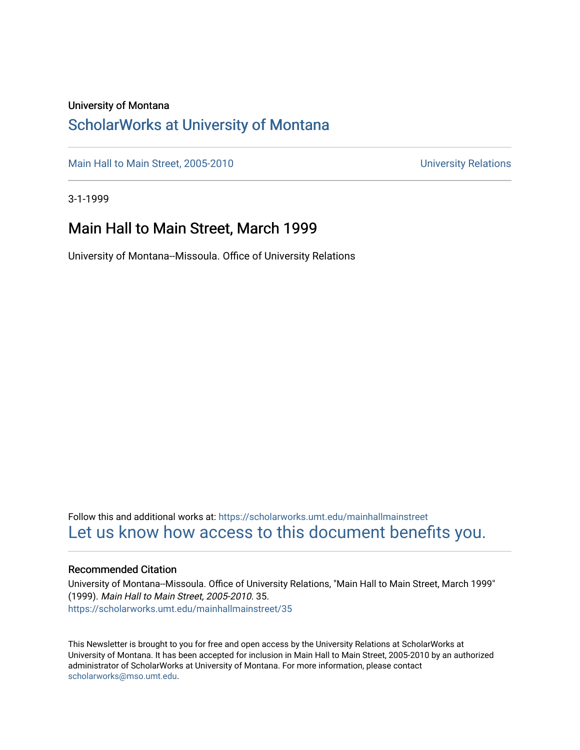University of Montana

# ScholarWorks at University of Montana

Main Hall to Main Street, 2005-2010 University Relations

3-1-1999

## Main Hall to Main Street, March 1999

University of Montana--Missoula. Office of University Relations

Follow this and additional works at: https://scholarworks.umt.edu/mainhallmainstreet

Let us know how access to this document benefits you.

### Recommended Citation

University of Montana--Missoula. Office of University Relations, "Main Hall to Main Street, March 1999" (1999). *Main Hall to Main Street, 2005-2010*. 35.
https://scholarworks.umt.edu/mainhallmainstreet/35

This Newsletter is brought to you for free and open access by the University Relations at ScholarWorks at University of Montana. It has been accepted for inclusion in Main Hall to Main Street, 2005-2010 by an authorized administrator of ScholarWorks at University of Montana. For more information, please contact scholarworks@mso.umt.edu.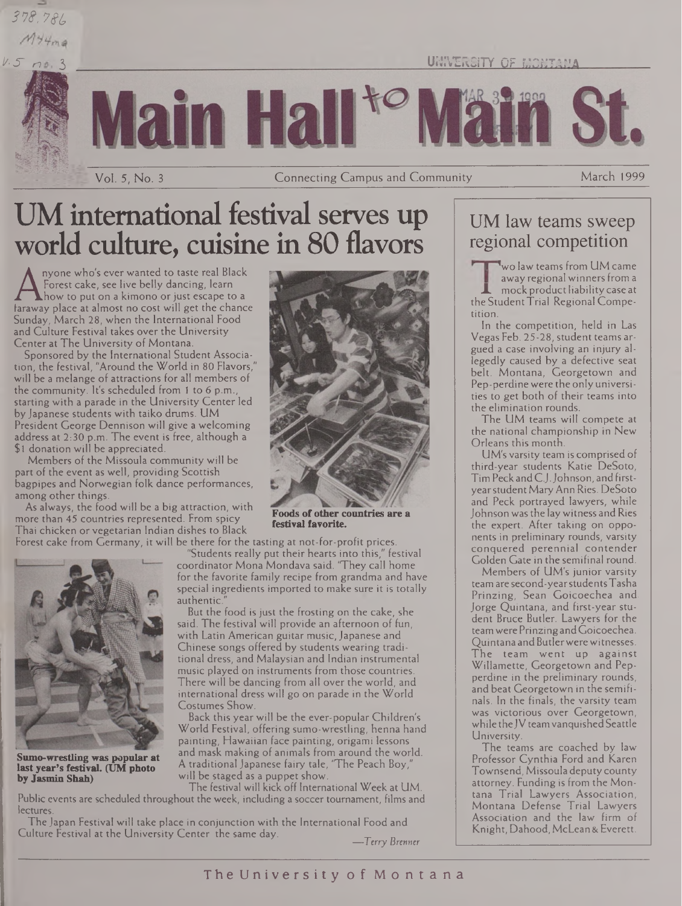# Main Hall to Main St.

Vol. 5, No. 3 — Connecting Campus and Community — March 1999

## UM international festival serves up world culture, cuisine in 80 flavors

Anyone who's ever wanted to taste real Black Forest cake, see live belly dancing, learn how to put on a kimono or just escape to a faraway place at almost no cost will get the chance Sunday, March 28, when the International Food and Culture Festival takes over the University Center at The University of Montana.

Sponsored by the International Student Association, the festival, "Around the World in 80 Flavors," will be a melange of attractions for all members of the community. It's scheduled from 1 to 6 p.m., starting with a parade in the University Center led by Japanese students with taiko drums. UM President George Dennison will give a welcoming address at 2:30 p.m. The event is free, although a $1 donation will be appreciated.

Members of the Missoula community will be part of the event as well, providing Scottish bagpipes and Norwegian folk dance performances, among other things.

As always, the food will be a big attraction, with more than 45 countries represented. From spicy Thai chicken or vegetarian Indian dishes to Black Forest cake from Germany, it will be there for the tasting at not-for-profit prices.

**Foods of other countries are a festival favorite.**

"Students really put their hearts into this," festival coordinator Mona Mondava said. "They call home for the favorite family recipe from grandma and have special ingredients imported to make sure it is totally authentic."

But the food is just the frosting on the cake, she said. The festival will provide an afternoon of fun, with Latin American guitar music, Japanese and Chinese songs offered by students wearing traditional dress, and Malaysian and Indian instrumental music played on instruments from those countries. There will be dancing from all over the world, and international dress will go on parade in the World Costumes Show.

Back this year will be the ever-popular Children's World Festival, offering sumo-wrestling, henna hand painting, Hawaiian face painting, origami lessons and mask making of animals from around the world. A traditional Japanese fairy tale, "The Peach Boy," will be staged as a puppet show.

**Sumo-wrestling was popular at last year's festival. (UM photo by Jasmin Shah)**

The festival will kick off International Week at UM. Public events are scheduled throughout the week, including a soccer tournament, films and lectures.

The Japan Festival will take place in conjunction with the International Food and Culture Festival at the University Center the same day.

*—Terry Brenner*

## UM law teams sweep regional competition

Two law teams from UM came away regional winners from a mock product liability case at the Student Trial Regional Competition.

In the competition, held in Las Vegas Feb. 25-28, student teams argued a case involving an injury allegedly caused by a defective seat belt. Montana, Georgetown and Pepperdine were the only universities to get both of their teams into the elimination rounds.

The UM teams will compete at the national championship in New Orleans this month.

UM's varsity team is comprised of third-year students Katie DeSoto, Tim Peck and C.J. Johnson, and first-year student Mary Ann Ries. DeSoto and Peck portrayed lawyers, while Johnson was the lay witness and Ries the expert. After taking on opponents in preliminary rounds, varsity conquered perennial contender Golden Gate in the semifinal round.

Members of UM's junior varsity team are second-year students Tasha Prinzing, Sean Goicoechea and Jorge Quintana, and first-year student Bruce Butler. Lawyers for the team were Prinzing and Goicoechea. Quintana and Butler were witnesses. The team went up against Willamette, Georgetown and Pepperdine in the preliminary rounds, and beat Georgetown in the semifinals. In the finals, the varsity team was victorious over Georgetown, while the JV team vanquished Seattle University.

The teams are coached by law Professor Cynthia Ford and Karen Townsend, Missoula deputy county attorney. Funding is from the Montana Trial Lawyers Association, Montana Defense Trial Lawyers Association and the law firm of Knight, Dahood, McLean & Everett.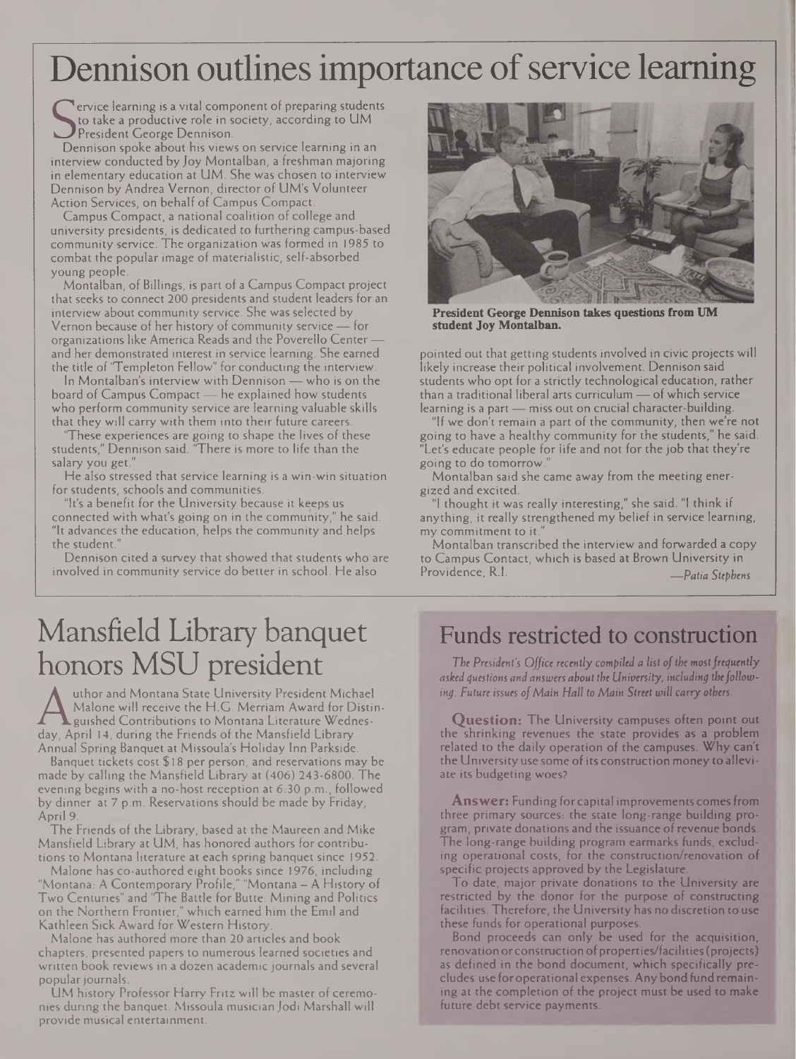# Dennison outlines importance of service learning

Service learning is a vital component of preparing students to take a productive role in society, according to UM President George Dennison.

Dennison spoke about his views on service learning in an interview conducted by Joy Montalban, a freshman majoring in elementary education at UM. She was chosen to interview Dennison by Andrea Vernon, director of UM's Volunteer Action Services, on behalf of Campus Compact.

Campus Compact, a national coalition of college and university presidents, is dedicated to furthering campus-based community service. The organization was formed in 1985 to combat the popular image of materialistic, self-absorbed young people.

Montalban, of Billings, is part of a Campus Compact project that seeks to connect 200 presidents and student leaders for an interview about community service. She was selected by Vernon because of her history of community service — for organizations like America Reads and the Poverello Center — and her demonstrated interest in service learning. She earned the title of "Templeton Fellow" for conducting the interview.

In Montalban's interview with Dennison — who is on the board of Campus Compact — he explained how students who perform community service are learning valuable skills that they will carry with them into their future careers.

"These experiences are going to shape the lives of these students," Dennison said. "There is more to life than the salary you get."

He also stressed that service learning is a win-win situation for students, schools and communities.

"It's a benefit for the University because it keeps us connected with what's going on in the community," he said. "It advances the education, helps the community and helps the student."

Dennison cited a survey that showed that students who are involved in community service do better in school. He also pointed out that getting students involved in civic projects will likely increase their political involvement. Dennison said students who opt for a strictly technological education, rather than a traditional liberal arts curriculum — of which service learning is a part — miss out on crucial character-building.

"If we don't remain a part of the community, then we're not going to have a healthy community for the students," he said. "Let's educate people for life and not for the job that they're going to do tomorrow."

Montalban said she came away from the meeting energized and excited.

"I thought it was really interesting," she said. "I think if anything, it really strengthened my belief in service learning, my commitment to it."

Montalban transcribed the interview and forwarded a copy to Campus Contact, which is based at Brown University in Providence, R.I.

*—Patia Stephens*

**President George Dennison takes questions from UM student Joy Montalban.**

# Mansfield Library banquet honors MSU president

Author and Montana State University President Michael Malone will receive the H.G. Merriam Award for Distinguished Contributions to Montana Literature Wednesday, April 14, during the Friends of the Mansfield Library Annual Spring Banquet at Missoula's Holiday Inn Parkside.

Banquet tickets cost $18 per person, and reservations may be made by calling the Mansfield Library at (406) 243-6800. The evening begins with a no-host reception at 6:30 p.m., followed by dinner at 7 p.m. Reservations should be made by Friday, April 9.

The Friends of the Library, based at the Maureen and Mike Mansfield Library at UM, has honored authors for contributions to Montana literature at each spring banquet since 1952.

Malone has co-authored eight books since 1976, including "Montana: A Contemporary Profile," "Montana – A History of Two Centuries" and "The Battle for Butte: Mining and Politics on the Northern Frontier," which earned him the Emil and Kathleen Sick Award for Western History.

Malone has authored more than 20 articles and book chapters, presented papers to numerous learned societies and written book reviews in a dozen academic journals and several popular journals.

UM history Professor Harry Fritz will be master of ceremonies during the banquet. Missoula musician Jodi Marshall will provide musical entertainment.

## Funds restricted to construction

*The President's Office recently compiled a list of the most frequently asked questions and answers about the University, including the following. Future issues of Main Hall to Main Street will carry others.*

**Question:** The University campuses often point out the shrinking revenues the state provides as a problem related to the daily operation of the campuses. Why can't the University use some of its construction money to alleviate its budgeting woes?

**Answer:** Funding for capital improvements comes from three primary sources: the state long-range building program, private donations and the issuance of revenue bonds. The long-range building program earmarks funds, excluding operational costs, for the construction/renovation of specific projects approved by the Legislature.

To date, major private donations to the University are restricted by the donor for the purpose of constructing facilities. Therefore, the University has no discretion to use these funds for operational purposes.

Bond proceeds can only be used for the acquisition, renovation or construction of properties/facilities (projects) as defined in the bond document, which specifically precludes use for operational expenses. Any bond fund remaining at the completion of the project must be used to make future debt service payments.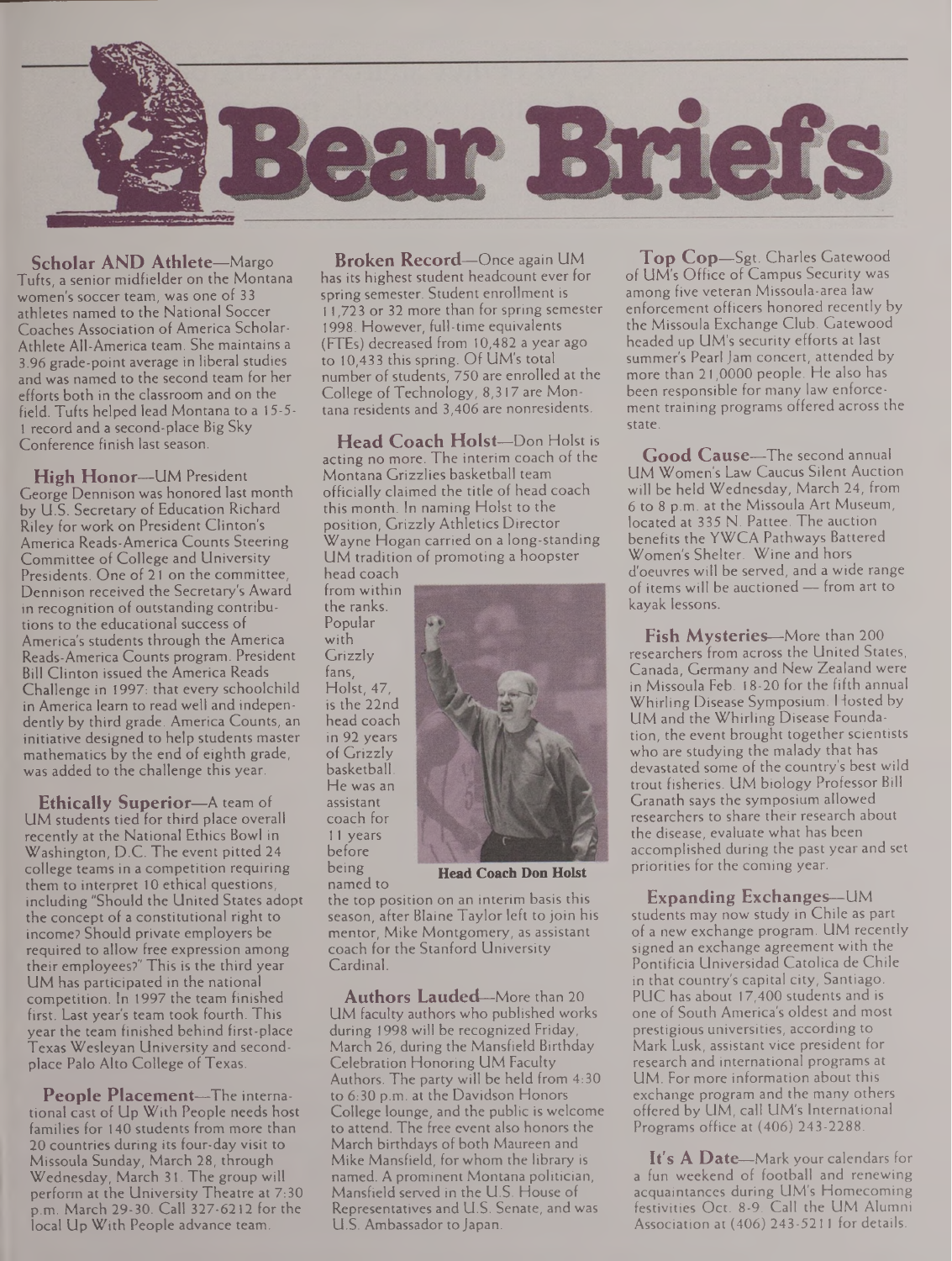# Bear Briefs

**Scholar AND Athlete**—Margo Tufts, a senior midfielder on the Montana women's soccer team, was one of 33 athletes named to the National Soccer Coaches Association of America Scholar-Athlete All-America team. She maintains a 3.96 grade-point average in liberal studies and was named to the second team for her efforts both in the classroom and on the field. Tufts helped lead Montana to a 15-5-1 record and a second-place Big Sky Conference finish last season.

**High Honor**—UM President George Dennison was honored last month by U.S. Secretary of Education Richard Riley for work on President Clinton's America Reads-America Counts Steering Committee of College and University Presidents. One of 21 on the committee, Dennison received the Secretary's Award in recognition of outstanding contributions to the educational success of America's students through the America Reads-America Counts program. President Bill Clinton issued the America Reads Challenge in 1997: that every schoolchild in America learn to read well and independently by third grade. America Counts, an initiative designed to help students master mathematics by the end of eighth grade, was added to the challenge this year.

**Ethically Superior**—A team of UM students tied for third place overall recently at the National Ethics Bowl in Washington, D.C. The event pitted 24 college teams in a competition requiring them to interpret 10 ethical questions, including "Should the United States adopt the concept of a constitutional right to income? Should private employers be required to allow free expression among their employees?" This is the third year UM has participated in the national competition. In 1997 the team finished first. Last year's team took fourth. This year the team finished behind first-place Texas Wesleyan University and second-place Palo Alto College of Texas.

**People Placement**—The international cast of Up With People needs host families for 140 students from more than 20 countries during its four-day visit to Missoula Sunday, March 28, through Wednesday, March 31. The group will perform at the University Theatre at 7:30 p.m. March 29-30. Call 327-6212 for the local Up With People advance team.

**Broken Record**—Once again UM has its highest student headcount ever for spring semester. Student enrollment is 11,723 or 32 more than for spring semester 1998. However, full-time equivalents (FTEs) decreased from 10,482 a year ago to 10,433 this spring. Of UM's total number of students, 750 are enrolled at the College of Technology, 8,317 are Montana residents and 3,406 are nonresidents.

**Head Coach Holst**—Don Holst is acting no more. The interim coach of the Montana Grizzlies basketball team officially claimed the title of head coach this month. In naming Holst to the position, Grizzly Athletics Director Wayne Hogan carried on a long-standing UM tradition of promoting a hoopster head coach from within the ranks. Popular with Grizzly fans, Holst, 47, is the 22nd head coach in 92 years of Grizzly basketball. He was an assistant coach for 11 years before being named to the top position on an interim basis this season, after Blaine Taylor left to join his mentor, Mike Montgomery, as assistant coach for the Stanford University Cardinal.

**Head Coach Don Holst**

**Authors Lauded**—More than 20 UM faculty authors who published works during 1998 will be recognized Friday, March 26, during the Mansfield Birthday Celebration Honoring UM Faculty Authors. The party will be held from 4:30 to 6:30 p.m. at the Davidson Honors College lounge, and the public is welcome to attend. The free event also honors the March birthdays of both Maureen and Mike Mansfield, for whom the library is named. A prominent Montana politician, Mansfield served in the U.S. House of Representatives and U.S. Senate, and was U.S. Ambassador to Japan.

**Top Cop**—Sgt. Charles Gatewood of UM's Office of Campus Security was among five veteran Missoula-area law enforcement officers honored recently by the Missoula Exchange Club. Gatewood headed up UM's security efforts at last summer's Pearl Jam concert, attended by more than 21,0000 people. He also has been responsible for many law enforcement training programs offered across the state.

**Good Cause**—The second annual UM Women's Law Caucus Silent Auction will be held Wednesday, March 24, from 6 to 8 p.m. at the Missoula Art Museum, located at 335 N. Pattee. The auction benefits the YWCA Pathways Battered Women's Shelter. Wine and hors d'oeuvres will be served, and a wide range of items will be auctioned — from art to kayak lessons.

**Fish Mysteries**—More than 200 researchers from across the United States, Canada, Germany and New Zealand were in Missoula Feb. 18-20 for the fifth annual Whirling Disease Symposium. Hosted by UM and the Whirling Disease Foundation, the event brought together scientists who are studying the malady that has devastated some of the country's best wild trout fisheries. UM biology Professor Bill Granath says the symposium allowed researchers to share their research about the disease, evaluate what has been accomplished during the past year and set priorities for the coming year.

**Expanding Exchanges**—UM students may now study in Chile as part of a new exchange program. UM recently signed an exchange agreement with the Pontificia Universidad Catolica de Chile in that country's capital city, Santiago. PUC has about 17,400 students and is one of South America's oldest and most prestigious universities, according to Mark Lusk, assistant vice president for research and international programs at UM. For more information about this exchange program and the many others offered by UM, call UM's International Programs office at (406) 243-2288.

**It's A Date**—Mark your calendars for a fun weekend of football and renewing acquaintances during UM's Homecoming festivities Oct. 8-9. Call the UM Alumni Association at (406) 243-5211 for details.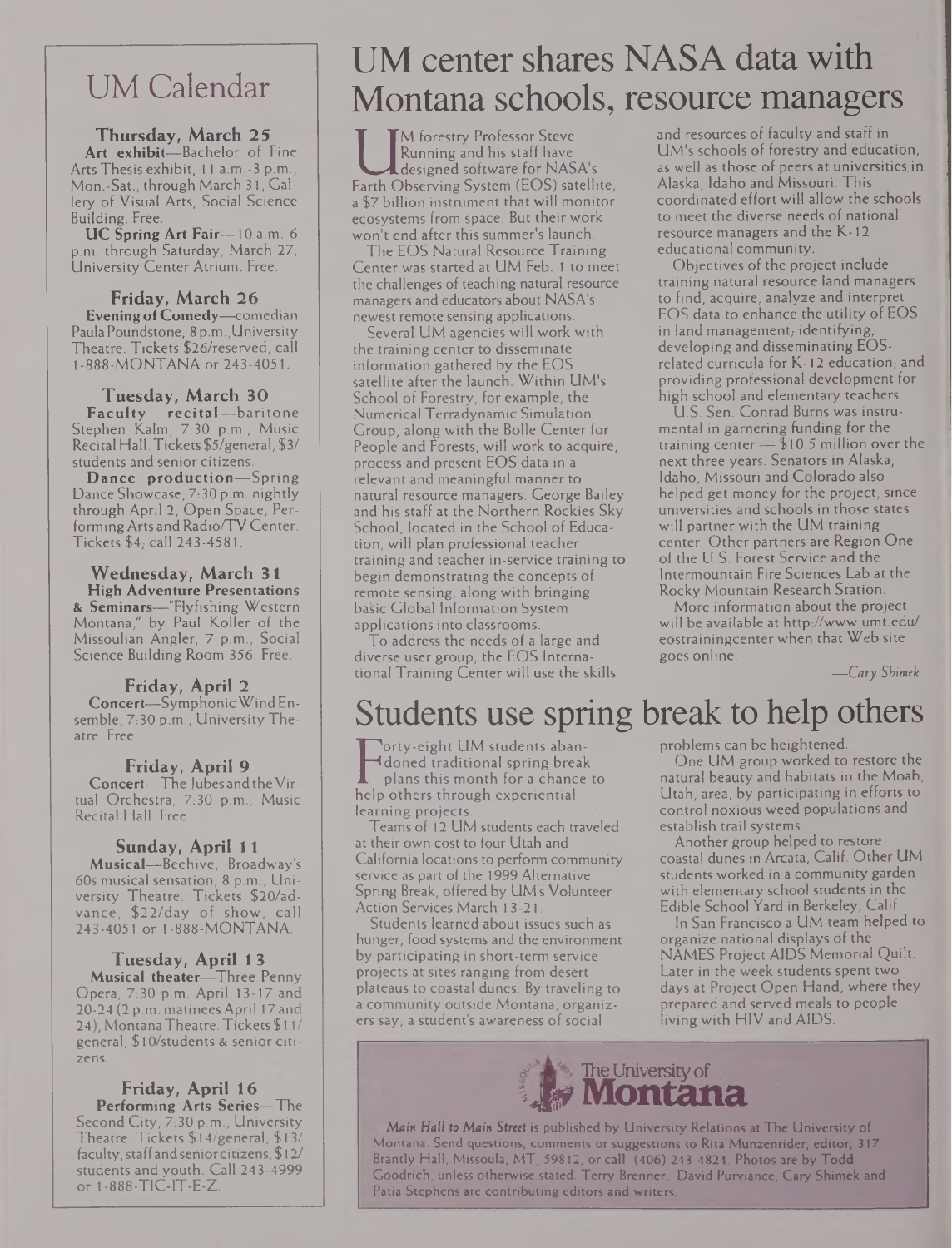## UM Calendar

**Thursday, March 25**

**Art exhibit**—Bachelor of Fine Arts Thesis exhibit, 11 a.m.-3 p.m., Mon.-Sat., through March 31, Gallery of Visual Arts, Social Science Building. Free.

**UC Spring Art Fair**—10 a.m.-6 p.m. through Saturday, March 27, University Center Atrium. Free.

**Friday, March 26**

**Evening of Comedy**—comedian Paula Poundstone, 8 p.m., University Theatre. Tickets $26/reserved; call 1-888-MONTANA or 243-4051.

**Tuesday, March 30**

**Faculty recital**—baritone Stephen Kalm, 7:30 p.m., Music Recital Hall. Tickets $5/general, $3/students and senior citizens.

**Dance production**—Spring Dance Showcase, 7:30 p.m. nightly through April 2, Open Space, Performing Arts and Radio/TV Center. Tickets $4; call 243-4581.

**Wednesday, March 31**

**High Adventure Presentations & Seminars**—"Flyfishing Western Montana," by Paul Koller of the Missoulian Angler, 7 p.m., Social Science Building Room 356. Free.

**Friday, April 2**

**Concert**—Symphonic Wind Ensemble, 7:30 p.m., University Theatre. Free.

**Friday, April 9**

**Concert**—The Jubes and the Virtual Orchestra, 7:30 p.m., Music Recital Hall. Free.

**Sunday, April 11**

**Musical**—Beehive, Broadway's 60s musical sensation, 8 p.m., University Theatre. Tickets $20/advance, $22/day of show; call 243-4051 or 1-888-MONTANA.

**Tuesday, April 13**

**Musical theater**—Three Penny Opera, 7:30 p.m. April 13-17 and 20-24 (2 p.m. matinees April 17 and 24), Montana Theatre. Tickets $11/general, $10/students & senior citizens.

**Friday, April 16**

**Performing Arts Series**—The Second City, 7:30 p.m., University Theatre. Tickets $14/general, $13/faculty, staff and senior citizens, $12/students and youth. Call 243-4999 or 1-888-TIC-IT-E-Z.

# UM center shares NASA data with Montana schools, resource managers

UM forestry Professor Steve Running and his staff have designed software for NASA's Earth Observing System (EOS) satellite, a $7 billion instrument that will monitor ecosystems from space. But their work won't end after this summer's launch.

The EOS Natural Resource Training Center was started at UM Feb. 1 to meet the challenges of teaching natural resource managers and educators about NASA's newest remote sensing applications.

Several UM agencies will work with the training center to disseminate information gathered by the EOS satellite after the launch. Within UM's School of Forestry, for example, the Numerical Terradynamic Simulation Group, along with the Bolle Center for People and Forests, will work to acquire, process and present EOS data in a relevant and meaningful manner to natural resource managers. George Bailey and his staff at the Northern Rockies Sky School, located in the School of Education, will plan professional teacher training and teacher in-service training to begin demonstrating the concepts of remote sensing, along with bringing basic Global Information System applications into classrooms.

To address the needs of a large and diverse user group, the EOS International Training Center will use the skills and resources of faculty and staff in UM's schools of forestry and education, as well as those of peers at universities in Alaska, Idaho and Missouri. This coordinated effort will allow the schools to meet the diverse needs of national resource managers and the K-12 educational community.

Objectives of the project include training natural resource land managers to find, acquire, analyze and interpret EOS data to enhance the utility of EOS in land management; identifying, developing and disseminating EOS-related curricula for K-12 education; and providing professional development for high school and elementary teachers.

U.S. Sen. Conrad Burns was instrumental in garnering funding for the training center — $10.5 million over the next three years. Senators in Alaska, Idaho, Missouri and Colorado also helped get money for the project, since universities and schools in those states will partner with the UM training center. Other partners are Region One of the U.S. Forest Service and the Intermountain Fire Sciences Lab at the Rocky Mountain Research Station.

More information about the project will be available at http://www.umt.edu/eostrainingcenter when that Web site goes online.

*—Cary Shimek*

# Students use spring break to help others

Forty-eight UM students abandoned traditional spring break plans this month for a chance to help others through experiential learning projects.

Teams of 12 UM students each traveled at their own cost to four Utah and California locations to perform community service as part of the 1999 Alternative Spring Break, offered by UM's Volunteer Action Services March 13-21.

Students learned about issues such as hunger, food systems and the environment by participating in short-term service projects at sites ranging from desert plateaus to coastal dunes. By traveling to a community outside Montana, organizers say, a student's awareness of social problems can be heightened.

One UM group worked to restore the natural beauty and habitats in the Moab, Utah, area, by participating in efforts to control noxious weed populations and establish trail systems.

Another group helped to restore coastal dunes in Arcata, Calif. Other UM students worked in a community garden with elementary school students in the Edible School Yard in Berkeley, Calif.

In San Francisco a UM team helped to organize national displays of the NAMES Project AIDS Memorial Quilt. Later in the week students spent two days at Project Open Hand, where they prepared and served meals to people living with HIV and AIDS.

The University of Montana

*Main Hall to Main Street* is published by University Relations at The University of Montana. Send questions, comments or suggestions to Rita Munzenrider, editor, 317 Brantly Hall, Missoula, MT 59812, or call (406) 243-4824. Photos are by Todd Goodrich, unless otherwise stated. Terry Brenner, David Purviance, Cary Shimek and Patia Stephens are contributing editors and writers.